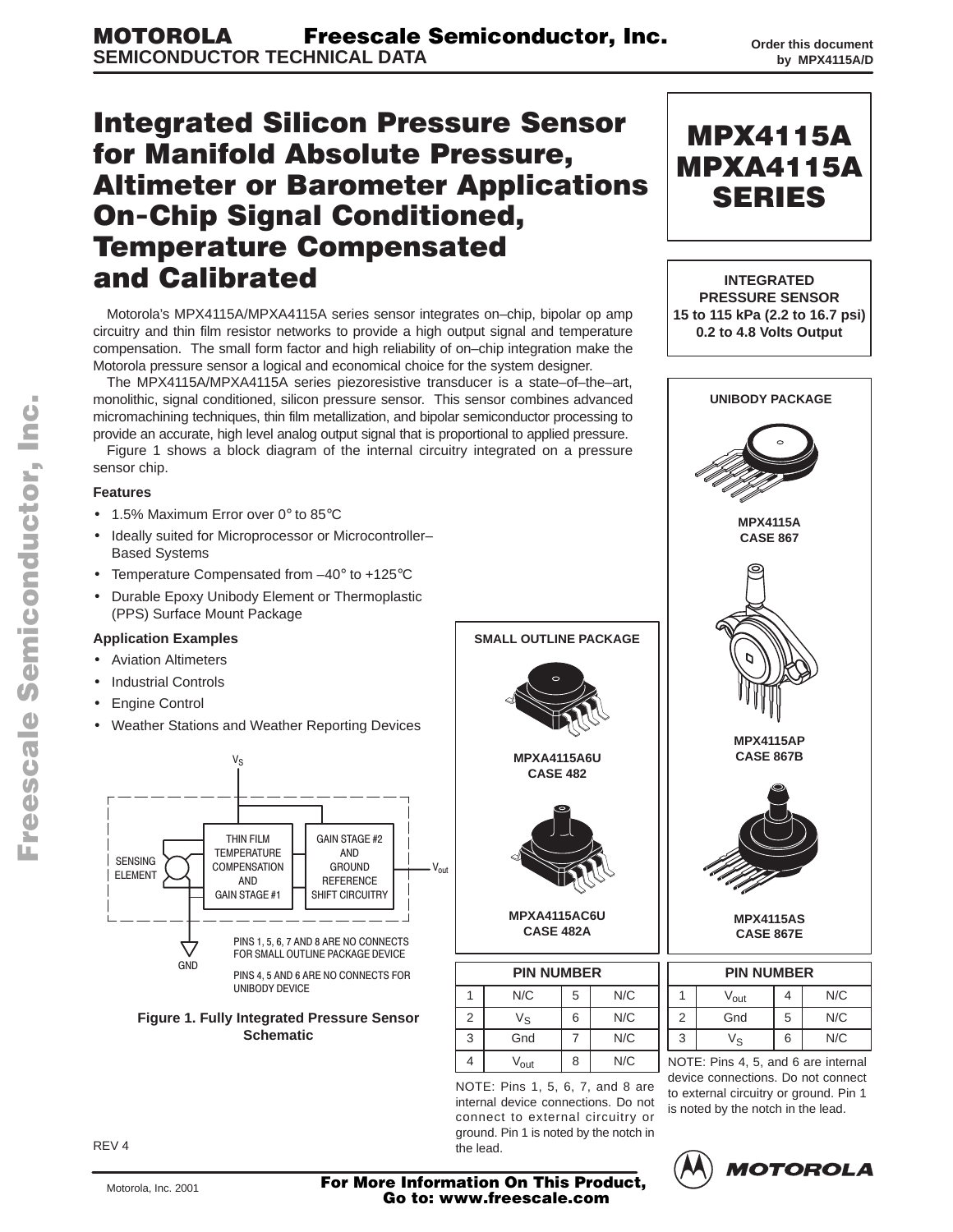MOTOROLA Freescale Semiconductor, Inc.
SEMICONDUCTOR TECHNICAL DATA

Order this document by MPX4115A/D

# Integrated Silicon Pressure Sensor for Manifold Absolute Pressure, Altimeter or Barometer Applications On-Chip Signal Conditioned, Temperature Compensated and Calibrated

**MPX4115A**
**MPXA4115A**
**SERIES**

**INTEGRATED PRESSURE SENSOR**
**15 to 115 kPa (2.2 to 16.7 psi)**
**0.2 to 4.8 Volts Output**

Motorola's MPX4115A/MPXA4115A series sensor integrates on–chip, bipolar op amp circuitry and thin film resistor networks to provide a high output signal and temperature compensation. The small form factor and high reliability of on–chip integration make the Motorola pressure sensor a logical and economical choice for the system designer.

The MPX4115A/MPXA4115A series piezoresistive transducer is a state–of–the–art, monolithic, signal conditioned, silicon pressure sensor. This sensor combines advanced micromachining techniques, thin film metallization, and bipolar semiconductor processing to provide an accurate, high level analog output signal that is proportional to applied pressure.

Figure 1 shows a block diagram of the internal circuitry integrated on a pressure sensor chip.

### Features

- 1.5% Maximum Error over 0° to 85°C
- Ideally suited for Microprocessor or Microcontroller–Based Systems
- Temperature Compensated from –40° to +125°C
- Durable Epoxy Unibody Element or Thermoplastic (PPS) Surface Mount Package

### Application Examples

- Aviation Altimeters
- Industrial Controls
- Engine Control
- Weather Stations and Weather Reporting Devices

$V_S$

SENSING ELEMENT | THIN FILM TEMPERATURE COMPENSATION AND GAIN STAGE #1 | GAIN STAGE #2 AND GROUND REFERENCE SHIFT CIRCUITRY | $V_{out}$

GND

PINS 1, 5, 6, 7 AND 8 ARE NO CONNECTS FOR SMALL OUTLINE PACKAGE DEVICE

PINS 4, 5 AND 6 ARE NO CONNECTS FOR UNIBODY DEVICE

**Figure 1. Fully Integrated Pressure Sensor Schematic**

**SMALL OUTLINE PACKAGE**

**MPXA4115A6U**
**CASE 482**

**MPXA4115AC6U**
**CASE 482A**

| PIN NUMBER | | | |
|---|---|---|---|
| 1 | N/C | 5 | N/C |
| 2 | $V_S$ | 6 | N/C |
| 3 | Gnd | 7 | N/C |
| 4 | $V_{out}$ | 8 | N/C |

NOTE: Pins 1, 5, 6, 7, and 8 are internal device connections. Do not connect to external circuitry or ground. Pin 1 is noted by the notch in the lead.

**UNIBODY PACKAGE**

**MPX4115A**
**CASE 867**

**MPX4115AP**
**CASE 867B**

**MPX4115AS**
**CASE 867E**

| PIN NUMBER | | | |
|---|---|---|---|
| 1 | $V_{out}$ | 4 | N/C |
| 2 | Gnd | 5 | N/C |
| 3 | $V_S$ | 6 | N/C |

NOTE: Pins 4, 5, and 6 are internal device connections. Do not connect to external circuitry or ground. Pin 1 is noted by the notch in the lead.

REV 4

Motorola, Inc. 2001

**For More Information On This Product, Go to: www.freescale.com**

MOTOROLA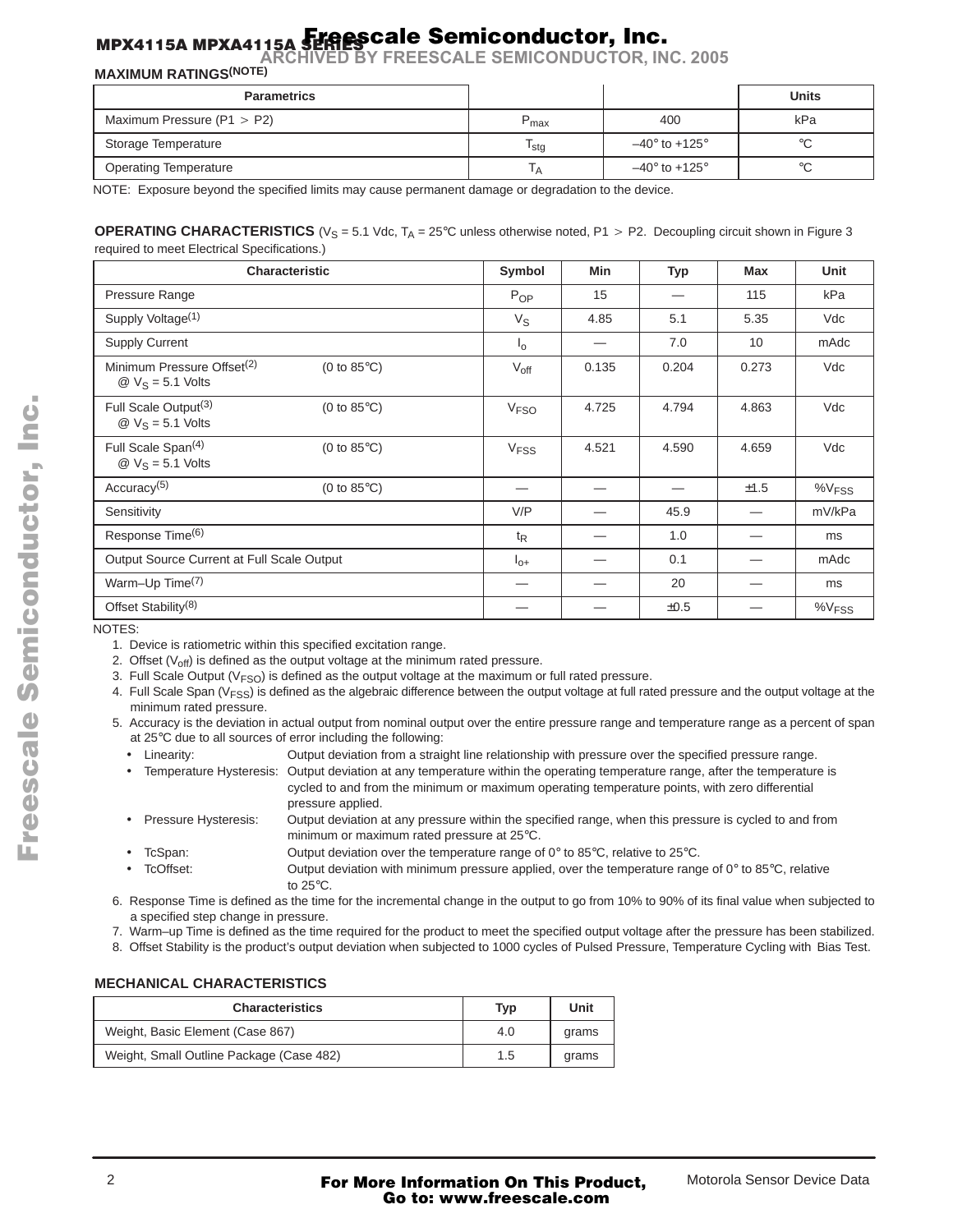## MAXIMUM RATINGS(NOTE)

| Parametrics | | | Units |
|---|---|---|---|
| Maximum Pressure (P1 > P2) | $P_{max}$ | 400 | kPa |
| Storage Temperature | $T_{stg}$ | –40° to +125° | °C |
| Operating Temperature | $T_A$ | –40° to +125° | °C |

NOTE: Exposure beyond the specified limits may cause permanent damage or degradation to the device.

**OPERATING CHARACTERISTICS** ($V_S$ = 5.1 Vdc, $T_A$ = 25°C unless otherwise noted, P1 > P2. Decoupling circuit shown in Figure 3 required to meet Electrical Specifications.)

| Characteristic | | Symbol | Min | Typ | Max | Unit |
|---|---|---|---|---|---|---|
| Pressure Range | | $P_{OP}$ | 15 | — | 115 | kPa |
| Supply Voltage(1) | | $V_S$ | 4.85 | 5.1 | 5.35 | Vdc |
| Supply Current | | $I_o$ | — | 7.0 | 10 | mAdc |
| Minimum Pressure Offset(2) @ $V_S$ = 5.1 Volts | (0 to 85°C) | $V_{off}$ | 0.135 | 0.204 | 0.273 | Vdc |
| Full Scale Output(3) @ $V_S$ = 5.1 Volts | (0 to 85°C) | $V_{FSO}$ | 4.725 | 4.794 | 4.863 | Vdc |
| Full Scale Span(4) @ $V_S$ = 5.1 Volts | (0 to 85°C) | $V_{FSS}$ | 4.521 | 4.590 | 4.659 | Vdc |
| Accuracy(5) | (0 to 85°C) | — | — | — | ±1.5 | $\%V_{FSS}$ |
| Sensitivity | | V/P | — | 45.9 | — | mV/kPa |
| Response Time(6) | | $t_R$ | — | 1.0 | — | ms |
| Output Source Current at Full Scale Output | | $I_{o+}$ | — | 0.1 | — | mAdc |
| Warm–Up Time(7) | | — | — | 20 | — | ms |
| Offset Stability(8) | | — | — | ±0.5 | — | $\%V_{FSS}$ |

NOTES:

1. Device is ratiometric within this specified excitation range.
2. Offset ($V_{off}$) is defined as the output voltage at the minimum rated pressure.
3. Full Scale Output ($V_{FSO}$) is defined as the output voltage at the maximum or full rated pressure.
4. Full Scale Span ($V_{FSS}$) is defined as the algebraic difference between the output voltage at full rated pressure and the output voltage at the minimum rated pressure.
5. Accuracy is the deviation in actual output from nominal output over the entire pressure range and temperature range as a percent of span at 25°C due to all sources of error including the following:
   - Linearity: Output deviation from a straight line relationship with pressure over the specified pressure range.
   - Temperature Hysteresis: Output deviation at any temperature within the operating temperature range, after the temperature is cycled to and from the minimum or maximum operating temperature points, with zero differential pressure applied.
   - Pressure Hysteresis: Output deviation at any pressure within the specified range, when this pressure is cycled to and from minimum or maximum rated pressure at 25°C.
   - TcSpan: Output deviation over the temperature range of 0° to 85°C, relative to 25°C.
   - TcOffset: Output deviation with minimum pressure applied, over the temperature range of 0° to 85°C, relative to 25°C.
6. Response Time is defined as the time for the incremental change in the output to go from 10% to 90% of its final value when subjected to a specified step change in pressure.
7. Warm–up Time is defined as the time required for the product to meet the specified output voltage after the pressure has been stabilized.
8. Offset Stability is the product's output deviation when subjected to 1000 cycles of Pulsed Pressure, Temperature Cycling with Bias Test.

## MECHANICAL CHARACTERISTICS

| Characteristics | Typ | Unit |
|---|---|---|
| Weight, Basic Element (Case 867) | 4.0 | grams |
| Weight, Small Outline Package (Case 482) | 1.5 | grams |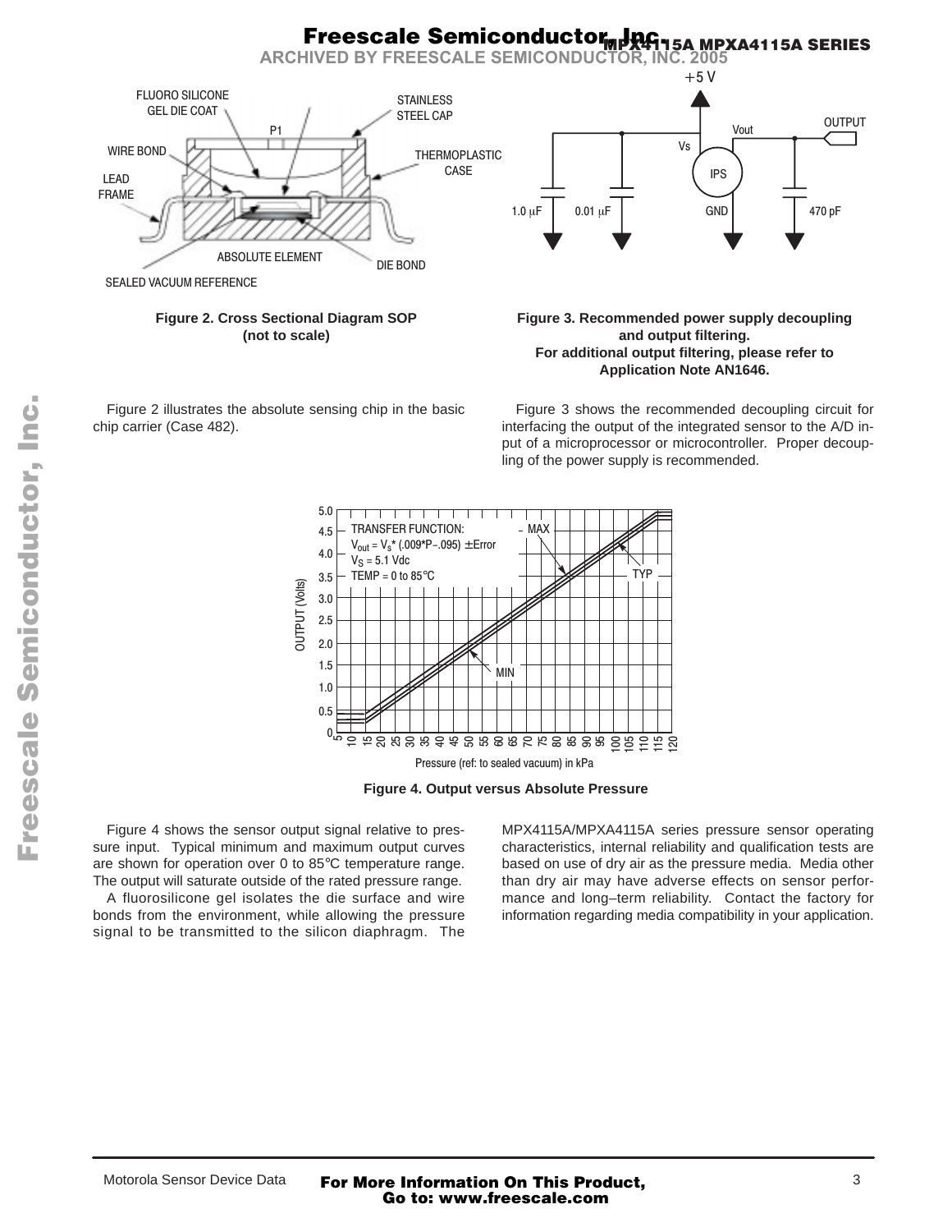**Figure 2. Cross Sectional Diagram SOP (not to scale)**

**Figure 3. Recommended power supply decoupling and output filtering. For additional output filtering, please refer to Application Note AN1646.**

Figure 2 illustrates the absolute sensing chip in the basic chip carrier (Case 482).

Figure 3 shows the recommended decoupling circuit for interfacing the output of the integrated sensor to the A/D input of a microprocessor or microcontroller. Proper decoupling of the power supply is recommended.

**Figure 4. Output versus Absolute Pressure**

Figure 4 shows the sensor output signal relative to pressure input. Typical minimum and maximum output curves are shown for operation over 0 to 85°C temperature range. The output will saturate outside of the rated pressure range.

A fluorosilicone gel isolates the die surface and wire bonds from the environment, while allowing the pressure signal to be transmitted to the silicon diaphragm. The MPX4115A/MPXA4115A series pressure sensor operating characteristics, internal reliability and qualification tests are based on use of dry air as the pressure media. Media other than dry air may have adverse effects on sensor performance and long–term reliability. Contact the factory for information regarding media compatibility in your application.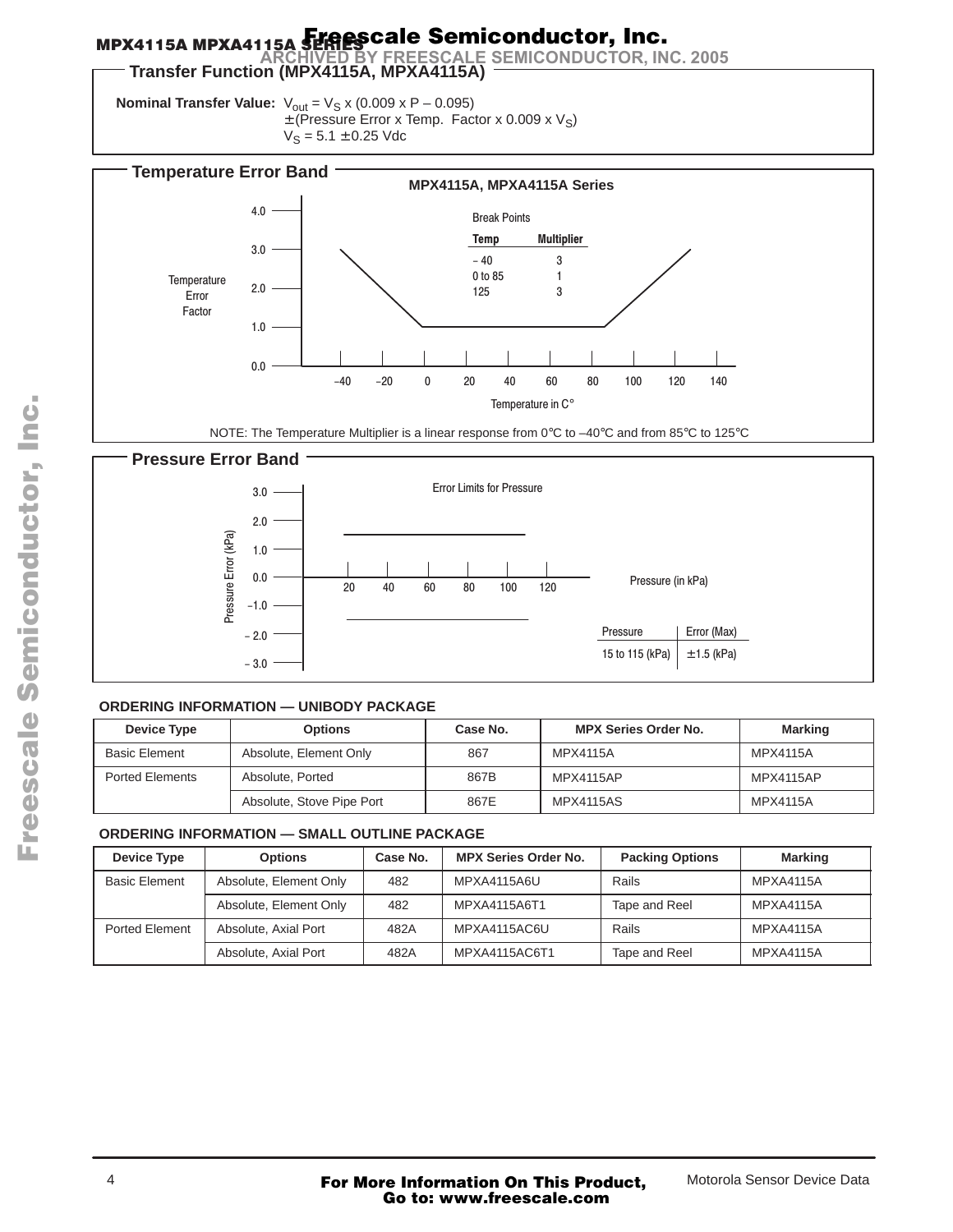## Transfer Function (MPX4115A, MPXA4115A)

**Nominal Transfer Value:** $V_{out} = V_S \times (0.009 \times P - 0.095)$
$\pm$(Pressure Error x Temp. Factor x $0.009 \times V_S$)
$V_S = 5.1 \pm 0.25$ Vdc

## Temperature Error Band

MPX4115A, MPXA4115A Series

Break Points

| Temp | Multiplier |
|---|---|
| – 40 | 3 |
| 0 to 85 | 1 |
| 125 | 3 |

Temperature Error Factor vs. Temperature in C°

NOTE: The Temperature Multiplier is a linear response from 0°C to –40°C and from 85°C to 125°C

## Pressure Error Band

Error Limits for Pressure

Pressure Error (kPa) vs. Pressure (in kPa)

| Pressure | Error (Max) |
|---|---|
| 15 to 115 (kPa) | ±1.5 (kPa) |

**ORDERING INFORMATION — UNIBODY PACKAGE**

| Device Type | Options | Case No. | MPX Series Order No. | Marking |
|---|---|---|---|---|
| Basic Element | Absolute, Element Only | 867 | MPX4115A | MPX4115A |
| Ported Elements | Absolute, Ported | 867B | MPX4115AP | MPX4115AP |
| | Absolute, Stove Pipe Port | 867E | MPX4115AS | MPX4115A |

**ORDERING INFORMATION — SMALL OUTLINE PACKAGE**

| Device Type | Options | Case No. | MPX Series Order No. | Packing Options | Marking |
|---|---|---|---|---|---|
| Basic Element | Absolute, Element Only | 482 | MPXA4115A6U | Rails | MPXA4115A |
| | Absolute, Element Only | 482 | MPXA4115A6T1 | Tape and Reel | MPXA4115A |
| Ported Element | Absolute, Axial Port | 482A | MPXA4115AC6U | Rails | MPXA4115A |
| | Absolute, Axial Port | 482A | MPXA4115AC6T1 | Tape and Reel | MPXA4115A |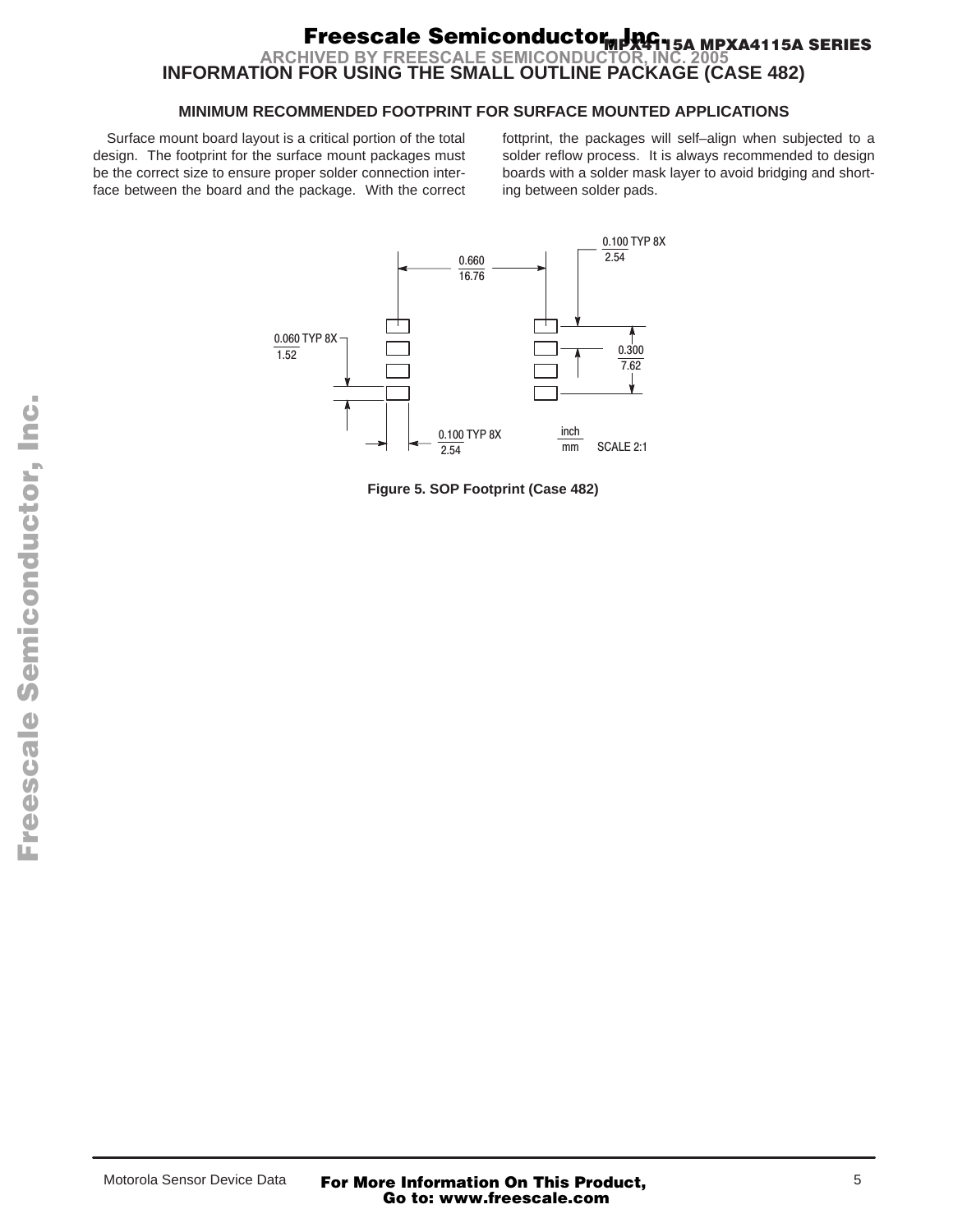## INFORMATION FOR USING THE SMALL OUTLINE PACKAGE (CASE 482)

### MINIMUM RECOMMENDED FOOTPRINT FOR SURFACE MOUNTED APPLICATIONS

Surface mount board layout is a critical portion of the total design. The footprint for the surface mount packages must be the correct size to ensure proper solder connection interface between the board and the package. With the correct fottprint, the packages will self–align when subjected to a solder reflow process. It is always recommended to design boards with a solder mask layer to avoid bridging and shorting between solder pads.

Figure 5. SOP Footprint (Case 482)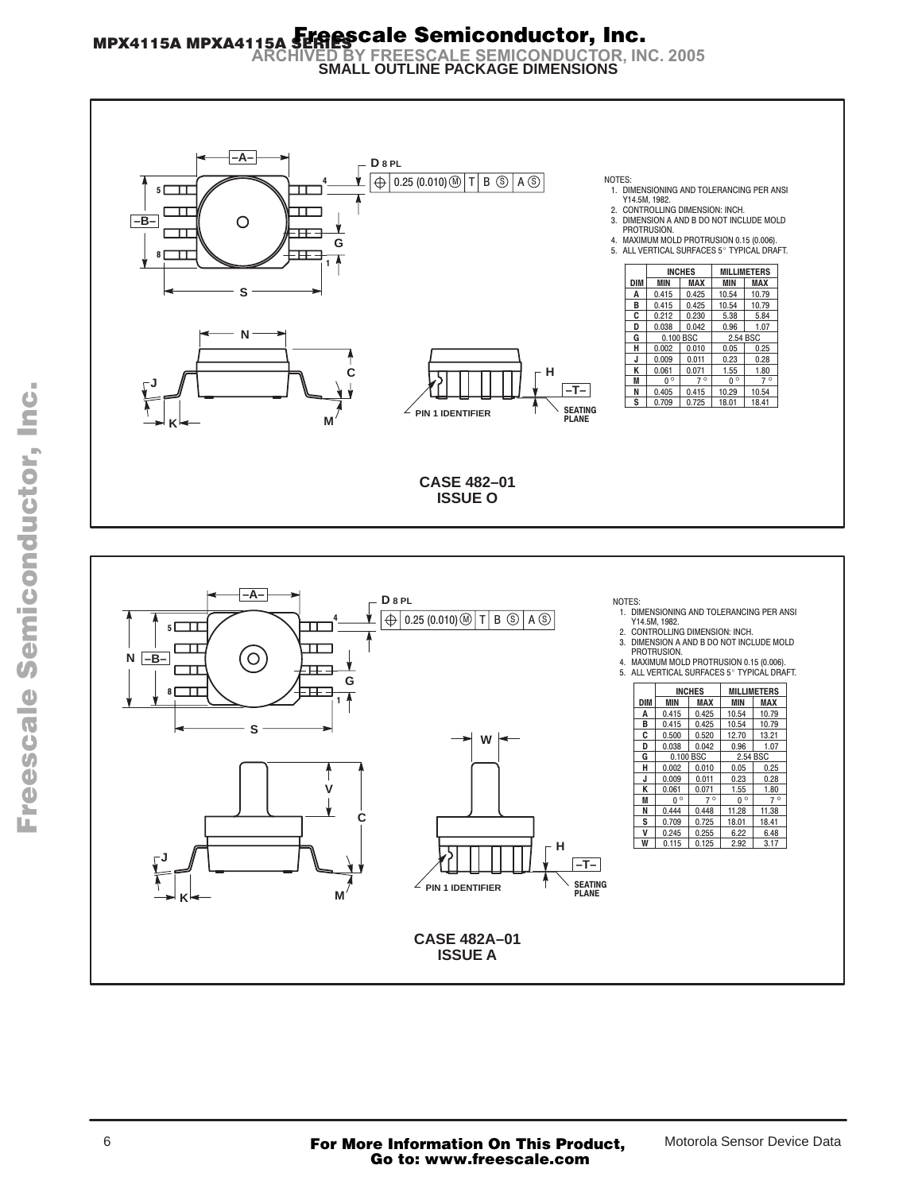## SMALL OUTLINE PACKAGE DIMENSIONS

NOTES:
1. DIMENSIONING AND TOLERANCING PER ANSI Y14.5M, 1982.
2. CONTROLLING DIMENSION: INCH.
3. DIMENSION A AND B DO NOT INCLUDE MOLD PROTRUSION.
4. MAXIMUM MOLD PROTRUSION 0.15 (0.006).
5. ALL VERTICAL SURFACES 5° TYPICAL DRAFT.

| DIM | INCHES MIN | INCHES MAX | MILLIMETERS MIN | MILLIMETERS MAX |
|---|---|---|---|---|
| A | 0.415 | 0.425 | 10.54 | 10.79 |
| B | 0.415 | 0.425 | 10.54 | 10.79 |
| C | 0.212 | 0.230 | 5.38 | 5.84 |
| D | 0.038 | 0.042 | 0.96 | 1.07 |
| G | 0.100 BSC | | 2.54 BSC | |
| H | 0.002 | 0.010 | 0.05 | 0.25 |
| J | 0.009 | 0.011 | 0.23 | 0.28 |
| K | 0.061 | 0.071 | 1.55 | 1.80 |
| M | 0° | 7° | 0° | 7° |
| N | 0.405 | 0.415 | 10.29 | 10.54 |
| S | 0.709 | 0.725 | 18.01 | 18.41 |

D 8 PL — 0.25 (0.010) Ⓜ T B Ⓢ A Ⓢ

PIN 1 IDENTIFIER — SEATING PLANE

**CASE 482–01**
**ISSUE O**

NOTES:
1. DIMENSIONING AND TOLERANCING PER ANSI Y14.5M, 1982.
2. CONTROLLING DIMENSION: INCH.
3. DIMENSION A AND B DO NOT INCLUDE MOLD PROTRUSION.
4. MAXIMUM MOLD PROTRUSION 0.15 (0.006).
5. ALL VERTICAL SURFACES 5° TYPICAL DRAFT.

| DIM | INCHES MIN | INCHES MAX | MILLIMETERS MIN | MILLIMETERS MAX |
|---|---|---|---|---|
| A | 0.415 | 0.425 | 10.54 | 10.79 |
| B | 0.415 | 0.425 | 10.54 | 10.79 |
| C | 0.500 | 0.520 | 12.70 | 13.21 |
| D | 0.038 | 0.042 | 0.96 | 1.07 |
| G | 0.100 BSC | | 2.54 BSC | |
| H | 0.002 | 0.010 | 0.05 | 0.25 |
| J | 0.009 | 0.011 | 0.23 | 0.28 |
| K | 0.061 | 0.071 | 1.55 | 1.80 |
| M | 0° | 7° | 0° | 7° |
| N | 0.444 | 0.448 | 11.28 | 11.38 |
| S | 0.709 | 0.725 | 18.01 | 18.41 |
| V | 0.245 | 0.255 | 6.22 | 6.48 |
| W | 0.115 | 0.125 | 2.92 | 3.17 |

D 8 PL — 0.25 (0.010) Ⓜ T B Ⓢ A Ⓢ

PIN 1 IDENTIFIER — SEATING PLANE

**CASE 482A–01**
**ISSUE A**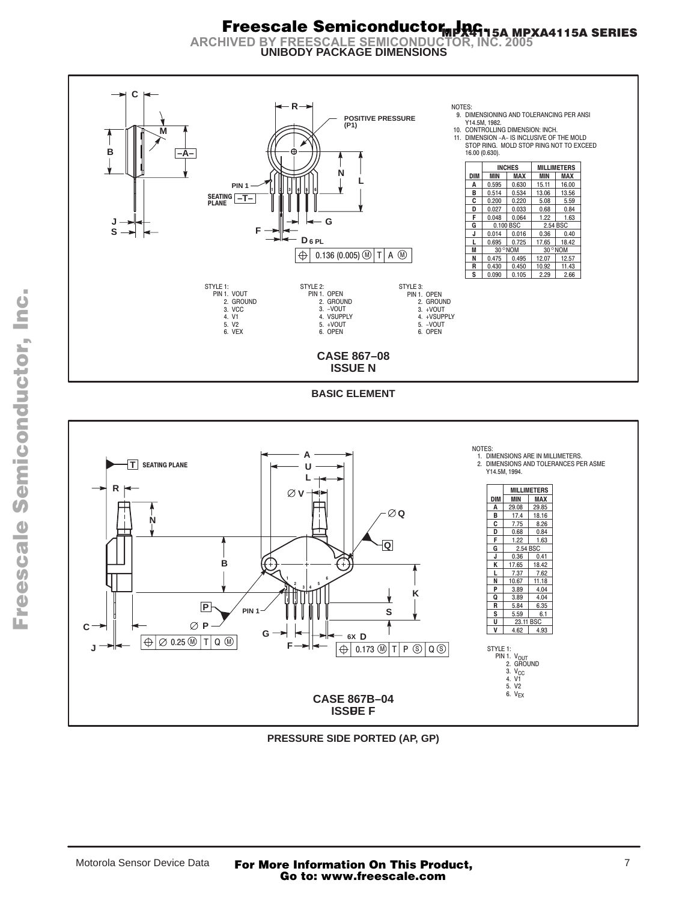## UNIBODY PACKAGE DIMENSIONS

NOTES:
9. DIMENSIONING AND TOLERANCING PER ANSI Y14.5M, 1982.
10. CONTROLLING DIMENSION: INCH.
11. DIMENSION –A– IS INCLUSIVE OF THE MOLD STOP RING. MOLD STOP RING NOT TO EXCEED 16.00 (0.630).

| DIM | INCHES MIN | INCHES MAX | MILLIMETERS MIN | MILLIMETERS MAX |
|---|---|---|---|---|
| A | 0.595 | 0.630 | 15.11 | 16.00 |
| B | 0.514 | 0.534 | 13.06 | 13.56 |
| C | 0.200 | 0.220 | 5.08 | 5.59 |
| D | 0.027 | 0.033 | 0.68 | 0.84 |
| F | 0.048 | 0.064 | 1.22 | 1.63 |
| G | 0.100 BSC | | 2.54 BSC | |
| J | 0.014 | 0.016 | 0.36 | 0.40 |
| L | 0.695 | 0.725 | 17.65 | 18.42 |
| M | 30° NOM | | 30° NOM | |
| N | 0.475 | 0.495 | 12.07 | 12.57 |
| R | 0.430 | 0.450 | 10.92 | 11.43 |
| S | 0.090 | 0.105 | 2.29 | 2.66 |

STYLE 1:
PIN 1. VOUT
2. GROUND
3. VCC
4. V1
5. V2
6. VEX

STYLE 2:
PIN 1. OPEN
2. GROUND
3. –VOUT
4. VSUPPLY
5. +VOUT
6. OPEN

STYLE 3:
PIN 1. OPEN
2. GROUND
3. +VOUT
4. +VSUPPLY
5. –VOUT
6. OPEN

**CASE 867–08**
**ISSUE N**

**BASIC ELEMENT**

NOTES:
1. DIMENSIONS ARE IN MILLIMETERS.
2. DIMENSIONS AND TOLERANCES PER ASME Y14.5M, 1994.

| DIM | MILLIMETERS MIN | MILLIMETERS MAX |
|---|---|---|
| A | 29.08 | 29.85 |
| B | 17.4 | 18.16 |
| C | 7.75 | 8.26 |
| D | 0.68 | 0.84 |
| F | 1.22 | 1.63 |
| G | 2.54 BSC | |
| J | 0.36 | 0.41 |
| K | 17.65 | 18.42 |
| L | 7.37 | 7.62 |
| N | 10.67 | 11.18 |
| P | 3.89 | 4.04 |
| Q | 3.89 | 4.04 |
| R | 5.84 | 6.35 |
| S | 5.59 | 6.1 |
| U | 23.11 BSC | |
| V | 4.62 | 4.93 |

STYLE 1:
PIN 1. $V_{OUT}$
2. GROUND
3. $V_{CC}$
4. V1
5. V2
6. $V_{EX}$

**CASE 867B–04**
**ISSUE F**

**PRESSURE SIDE PORTED (AP, GP)**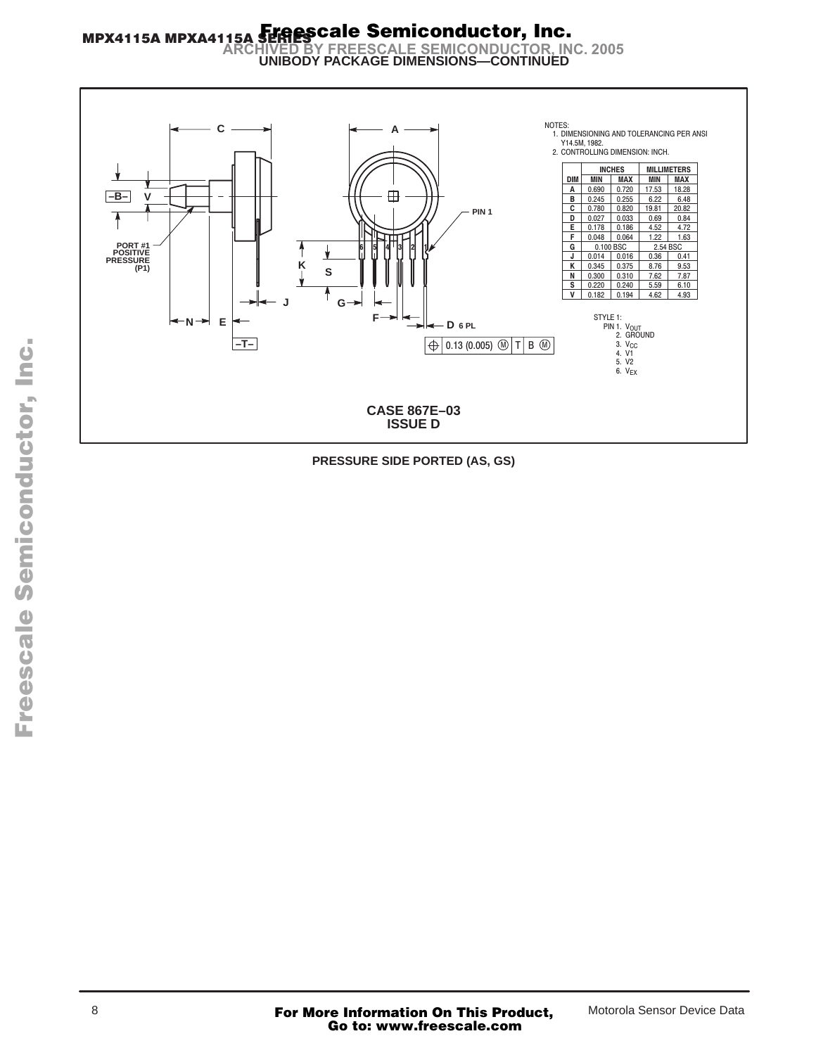## UNIBODY PACKAGE DIMENSIONS—CONTINUED

NOTES:
1. DIMENSIONING AND TOLERANCING PER ANSI Y14.5M, 1982.
2. CONTROLLING DIMENSION: INCH.

| DIM | INCHES MIN | INCHES MAX | MILLIMETERS MIN | MILLIMETERS MAX |
|---|---|---|---|---|
| A | 0.690 | 0.720 | 17.53 | 18.28 |
| B | 0.245 | 0.255 | 6.22 | 6.48 |
| C | 0.780 | 0.820 | 19.81 | 20.82 |
| D | 0.027 | 0.033 | 0.69 | 0.84 |
| E | 0.178 | 0.186 | 4.52 | 4.72 |
| F | 0.048 | 0.064 | 1.22 | 1.63 |
| G | 0.100 BSC | | 2.54 BSC | |
| J | 0.014 | 0.016 | 0.36 | 0.41 |
| K | 0.345 | 0.375 | 8.76 | 9.53 |
| N | 0.300 | 0.310 | 7.62 | 7.87 |
| S | 0.220 | 0.240 | 5.59 | 6.10 |
| V | 0.182 | 0.194 | 4.62 | 4.93 |

STYLE 1:
PIN 1. $V_{OUT}$
2. GROUND
3. $V_{CC}$
4. V1
5. V2
6. $V_{EX}$

PORT #1 POSITIVE PRESSURE (P1)

PIN 1

D 6 PL

0.13 (0.005) Ⓜ T B Ⓜ

**CASE 867E–03**
**ISSUE D**

**PRESSURE SIDE PORTED (AS, GS)**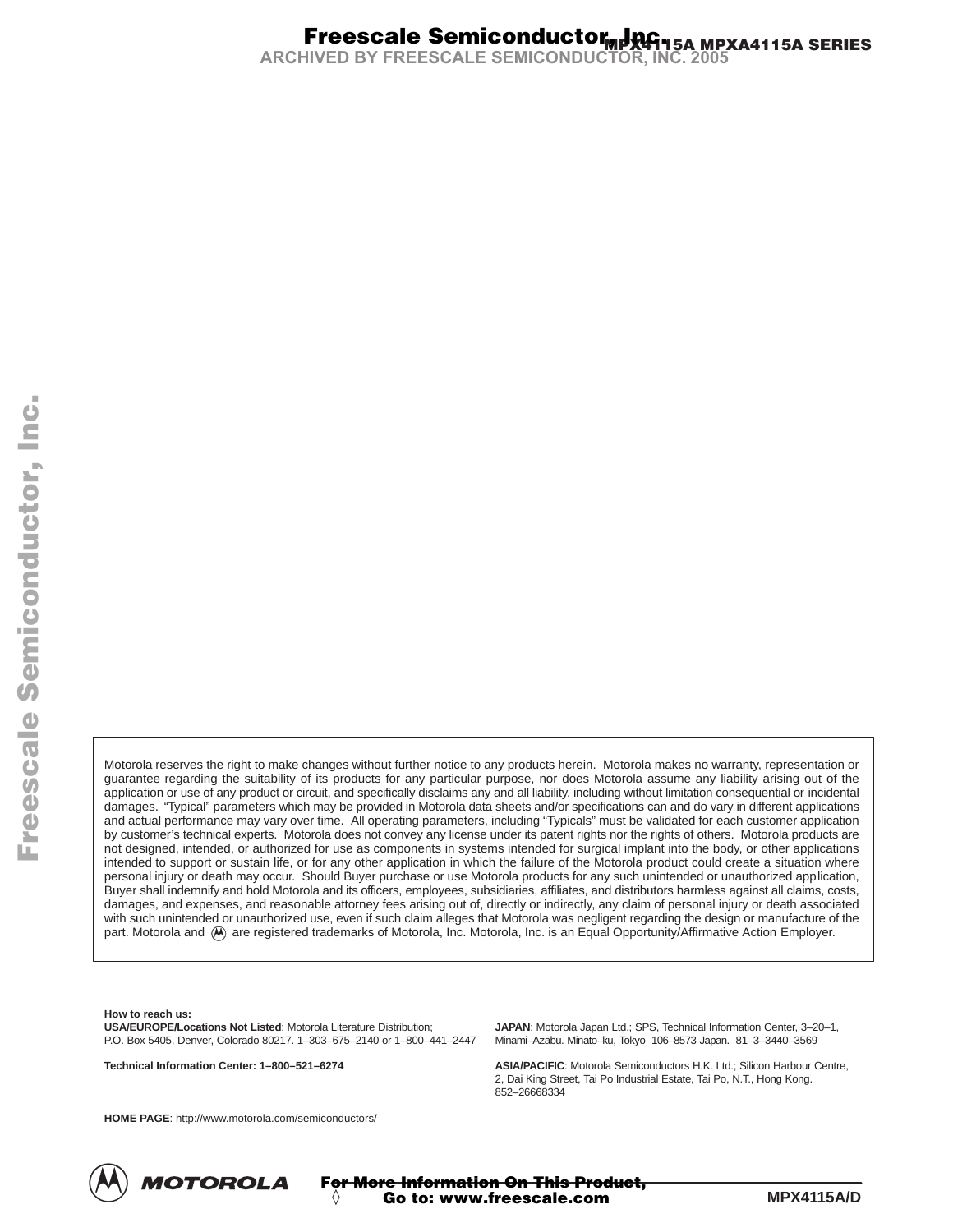Motorola reserves the right to make changes without further notice to any products herein. Motorola makes no warranty, representation or guarantee regarding the suitability of its products for any particular purpose, nor does Motorola assume any liability arising out of the application or use of any product or circuit, and specifically disclaims any and all liability, including without limitation consequential or incidental damages. "Typical" parameters which may be provided in Motorola data sheets and/or specifications can and do vary in different applications and actual performance may vary over time. All operating parameters, including "Typicals" must be validated for each customer application by customer's technical experts. Motorola does not convey any license under its patent rights nor the rights of others. Motorola products are not designed, intended, or authorized for use as components in systems intended for surgical implant into the body, or other applications intended to support or sustain life, or for any other application in which the failure of the Motorola product could create a situation where personal injury or death may occur. Should Buyer purchase or use Motorola products for any such unintended or unauthorized application, Buyer shall indemnify and hold Motorola and its officers, employees, subsidiaries, affiliates, and distributors harmless against all claims, costs, damages, and expenses, and reasonable attorney fees arising out of, directly or indirectly, any claim of personal injury or death associated with such unintended or unauthorized use, even if such claim alleges that Motorola was negligent regarding the design or manufacture of the part. Motorola and Ⓜ are registered trademarks of Motorola, Inc. Motorola, Inc. is an Equal Opportunity/Affirmative Action Employer.

**How to reach us:**
**USA/EUROPE/Locations Not Listed**: Motorola Literature Distribution; P.O. Box 5405, Denver, Colorado 80217. 1–303–675–2140 or 1–800–441–2447

**Technical Information Center: 1–800–521–6274**

**JAPAN**: Motorola Japan Ltd.; SPS, Technical Information Center, 3–20–1, Minami–Azabu. Minato–ku, Tokyo 106–8573 Japan. 81–3–3440–3569

**ASIA/PACIFIC**: Motorola Semiconductors H.K. Ltd.; Silicon Harbour Centre, 2, Dai King Street, Tai Po Industrial Estate, Tai Po, N.T., Hong Kong. 852–26668334

**HOME PAGE**: http://www.motorola.com/semiconductors/

**MOTOROLA**

**For More Information On This Product, Go to: www.freescale.com**

**MPX4115A/D**